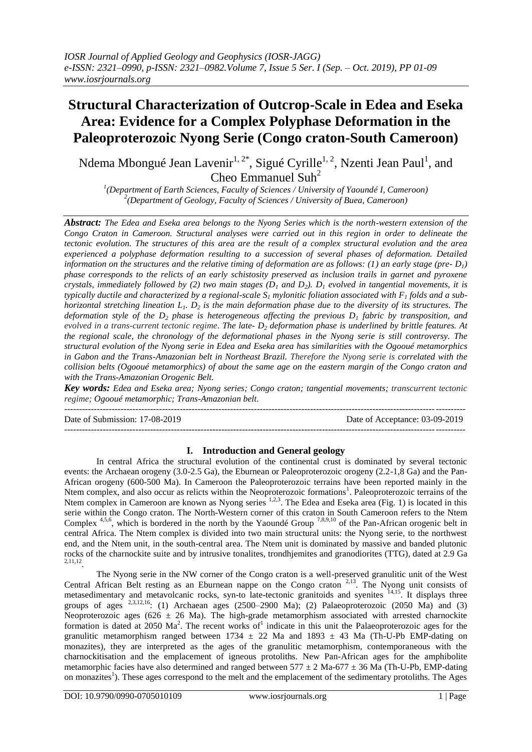# Structural Characterization of Outcrop-Scale in Edea and Eseka Area: Evidence for a Complex Polyphase Deformation in the Paleoproterozoic Nyong Serie (Congo craton-South Cameroon)

Ndema Mbongué Jean Lavenir[1,2*], Sigué Cyrille[1,2], Nzenti Jean Paul[1], and Cheo Emmanuel Suh[2]

[1](Department of Earth Sciences, Faculty of Sciences / University of Yaoundé I, Cameroon)
[2](Department of Geology, Faculty of Sciences / University of Buea, Cameroon)

***Abstract:*** *The Edea and Eseka area belongs to the Nyong Series which is the north-western extension of the Congo Craton in Cameroon. Structural analyses were carried out in this region in order to delineate the tectonic evolution. The structures of this area are the result of a complex structural evolution and the area experienced a polyphase deformation resulting to a succession of several phases of deformation. Detailed information on the structures and the relative timing of deformation are as follows: (1) an early stage (pre- $D_1$) phase corresponds to the relicts of an early schistosity preserved as inclusion trails in garnet and pyroxene crystals, immediately followed by (2) two main stages ($D_1$ and $D_2$). $D_1$ evolved in tangential movements, it is typically ductile and characterized by a regional-scale $S_1$ mylonitic foliation associated with $F_1$ folds and a sub-horizontal stretching lineation $L_1$. $D_2$ is the main deformation phase due to the diversity of its structures. The deformation style of the $D_2$ phase is heterogeneous affecting the previous $D_1$ fabric by transposition, and evolved in a trans-current tectonic regime. The late- $D_2$ deformation phase is underlined by brittle features. At the regional scale, the chronology of the deformational phases in the Nyong serie is still controversy. The structural evolution of the Nyong serie in Edea and Eseka area has similarities with the Ogooué metamorphics in Gabon and the Trans-Amazonian belt in Northeast Brazil. Therefore the Nyong serie is correlated with the collision belts (Ogooué metamorphics) of about the same age on the eastern margin of the Congo craton and with the Trans-Amazonian Orogenic Belt.*

***Key words:*** *Edea and Eseka area; Nyong series; Congo craton; tangential movements; transcurrent tectonic regime; Ogooué metamorphic; Trans-Amazonian belt.*

---

Date of Submission: 17-08-2019 | Date of Acceptance: 03-09-2019

---

## I. Introduction and General geology

In central Africa the structural evolution of the continental crust is dominated by several tectonic events: the Archaean orogeny (3.0-2.5 Ga), the Eburnean or Paleoproterozoic orogeny (2.2-1,8 Ga) and the Pan-African orogeny (600-500 Ma). In Cameroon the Paleoproterozoic terrains have been reported mainly in the Ntem complex, and also occur as relicts within the Neoproterozoic formations[1]. Paleoproterozoic terrains of the Ntem complex in Cameroon are known as Nyong series [1,2,3]. The Edea and Eseka area (Fig. 1) is located in this serie within the Congo craton. The North-Western corner of this craton in South Cameroon refers to the Ntem Complex [4,5,6], which is bordered in the north by the Yaoundé Group [7,8,9,10] of the Pan-African orogenic belt in central Africa. The Ntem complex is divided into two main structural units: the Nyong serie, to the northwest end, and the Ntem unit, in the south-central area. The Ntem unit is dominated by massive and banded plutonic rocks of the charnockite suite and by intrusive tonalites, trondhjemites and granodiorites (TTG), dated at 2.9 Ga [2,11,12].

The Nyong serie in the NW corner of the Congo craton is a well-preserved granulitic unit of the West Central African Belt resting as an Eburnean nappe on the Congo craton [2,13]. The Nyong unit consists of metasedimentary and metavolcanic rocks, syn-to late-tectonic granitoids and syenites [14,15]. It displays three groups of ages [2,3,12,16]: (1) Archaean ages (2500–2900 Ma); (2) Palaeoproterozoic (2050 Ma) and (3) Neoproterozoic ages (626 ± 26 Ma). The high-grade metamorphism associated with arrested charnockite formation is dated at 2050 Ma[2]. The recent works of[1] indicate in this unit the Palaeoproterozoic ages for the granulitic metamorphism ranged between 1734 ± 22 Ma and 1893 ± 43 Ma (Th-U-Pb EMP-dating on monazites), they are interpreted as the ages of the granulitic metamorphism, contemporaneous with the charnockitisation and the emplacement of igneous protoliths. New Pan-African ages for the amphibolite metamorphic facies have also determined and ranged between 577 ± 2 Ma-677 ± 36 Ma (Th-U-Pb, EMP-dating on monazites[1]). These ages correspond to the melt and the emplacement of the sedimentary protoliths. The Ages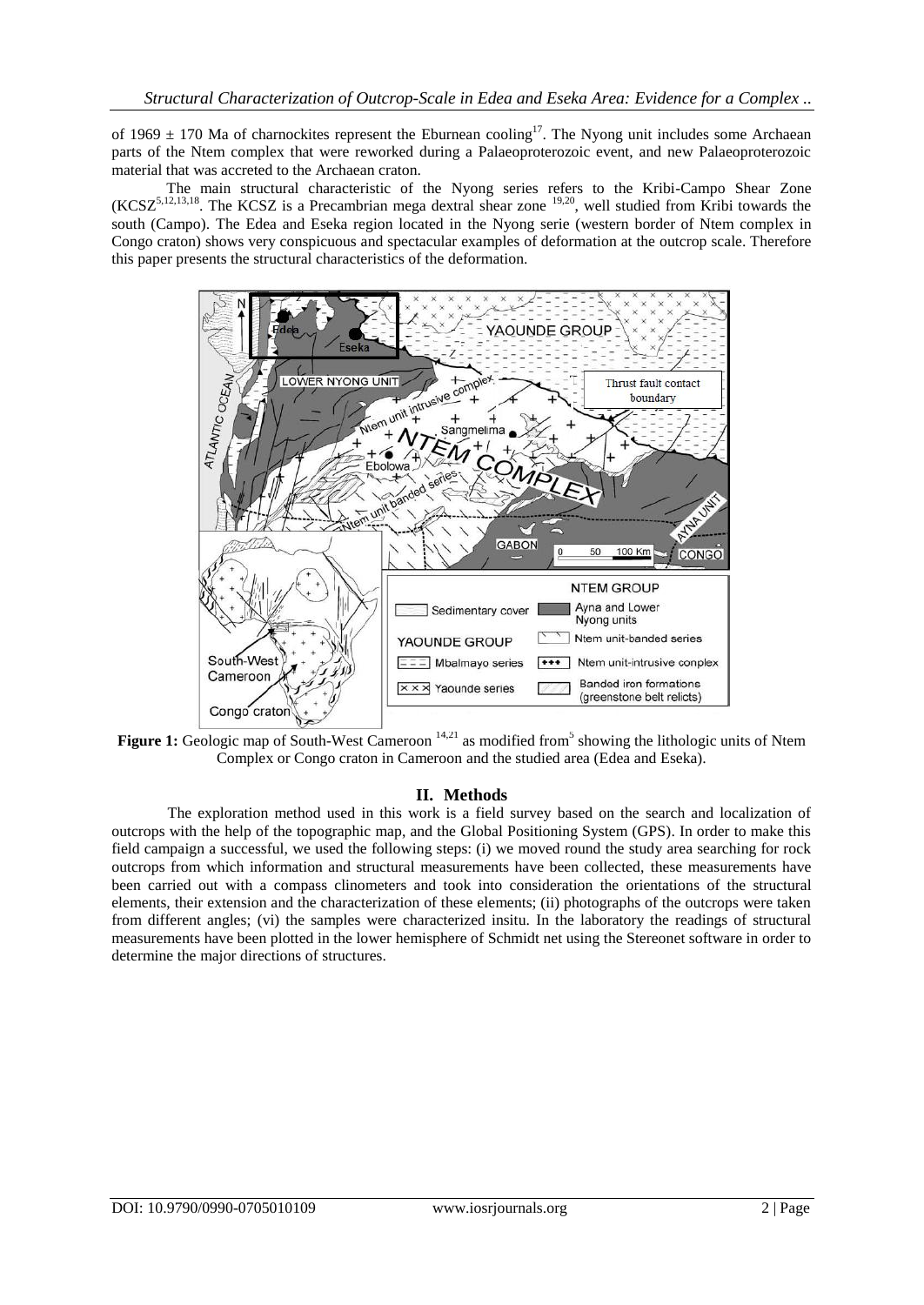of 1969 ± 170 Ma of charnockites represent the Eburnean cooling[17]. The Nyong unit includes some Archaean parts of the Ntem complex that were reworked during a Palaeoproterozoic event, and new Palaeoproterozoic material that was accreted to the Archaean craton.

The main structural characteristic of the Nyong series refers to the Kribi-Campo Shear Zone (KCSZ[5,12,13,18]. The KCSZ is a Precambrian mega dextral shear zone [19,20], well studied from Kribi towards the south (Campo). The Edea and Eseka region located in the Nyong serie (western border of Ntem complex in Congo craton) shows very conspicuous and spectacular examples of deformation at the outcrop scale. Therefore this paper presents the structural characteristics of the deformation.

**Figure 1:** Geologic map of South-West Cameroon [14,21] as modified from[5] showing the lithologic units of Ntem Complex or Congo craton in Cameroon and the studied area (Edea and Eseka).

## II. Methods

The exploration method used in this work is a field survey based on the search and localization of outcrops with the help of the topographic map, and the Global Positioning System (GPS). In order to make this field campaign a successful, we used the following steps: (i) we moved round the study area searching for rock outcrops from which information and structural measurements have been collected, these measurements have been carried out with a compass clinometers and took into consideration the orientations of the structural elements, their extension and the characterization of these elements; (ii) photographs of the outcrops were taken from different angles; (vi) the samples were characterized insitu. In the laboratory the readings of structural measurements have been plotted in the lower hemisphere of Schmidt net using the Stereonet software in order to determine the major directions of structures.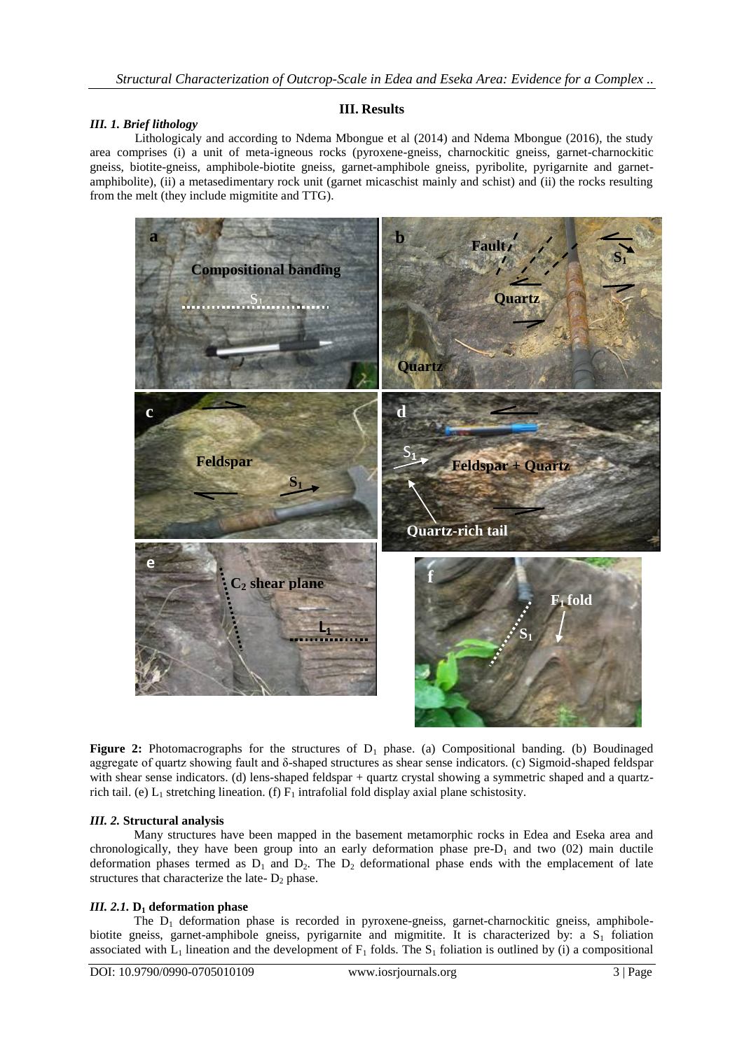## III. Results

### *III. 1. Brief lithology*

Lithologicaly and according to Ndema Mbongue et al (2014) and Ndema Mbongue (2016), the study area comprises (i) a unit of meta-igneous rocks (pyroxene-gneiss, charnockitic gneiss, garnet-charnockitic gneiss, biotite-gneiss, amphibole-biotite gneiss, garnet-amphibole gneiss, pyribolite, pyrigarnite and garnet-amphibolite), (ii) a metasedimentary rock unit (garnet micaschist mainly and schist) and (ii) the rocks resulting from the melt (they include migmitite and TTG).

**Figure 2:** Photomacrographs for the structures of $D_1$ phase. (a) Compositional banding. (b) Boudinaged aggregate of quartz showing fault and δ-shaped structures as shear sense indicators. (c) Sigmoid-shaped feldspar with shear sense indicators. (d) lens-shaped feldspar + quartz crystal showing a symmetric shaped and a quartz-rich tail. (e) $L_1$ stretching lineation. (f) $F_1$ intrafolial fold display axial plane schistosity.

### *III. 2.* Structural analysis

Many structures have been mapped in the basement metamorphic rocks in Edea and Eseka area and chronologically, they have been group into an early deformation phase pre-$D_1$ and two (02) main ductile deformation phases termed as $D_1$ and $D_2$. The $D_2$ deformational phase ends with the emplacement of late structures that characterize the late- $D_2$ phase.

### *III. 2.1.* $D_1$ deformation phase

The $D_1$ deformation phase is recorded in pyroxene-gneiss, garnet-charnockitic gneiss, amphibole-biotite gneiss, garnet-amphibole gneiss, pyrigarnite and migmitite. It is characterized by: a $S_1$ foliation associated with $L_1$ lineation and the development of $F_1$ folds. The $S_1$ foliation is outlined by (i) a compositional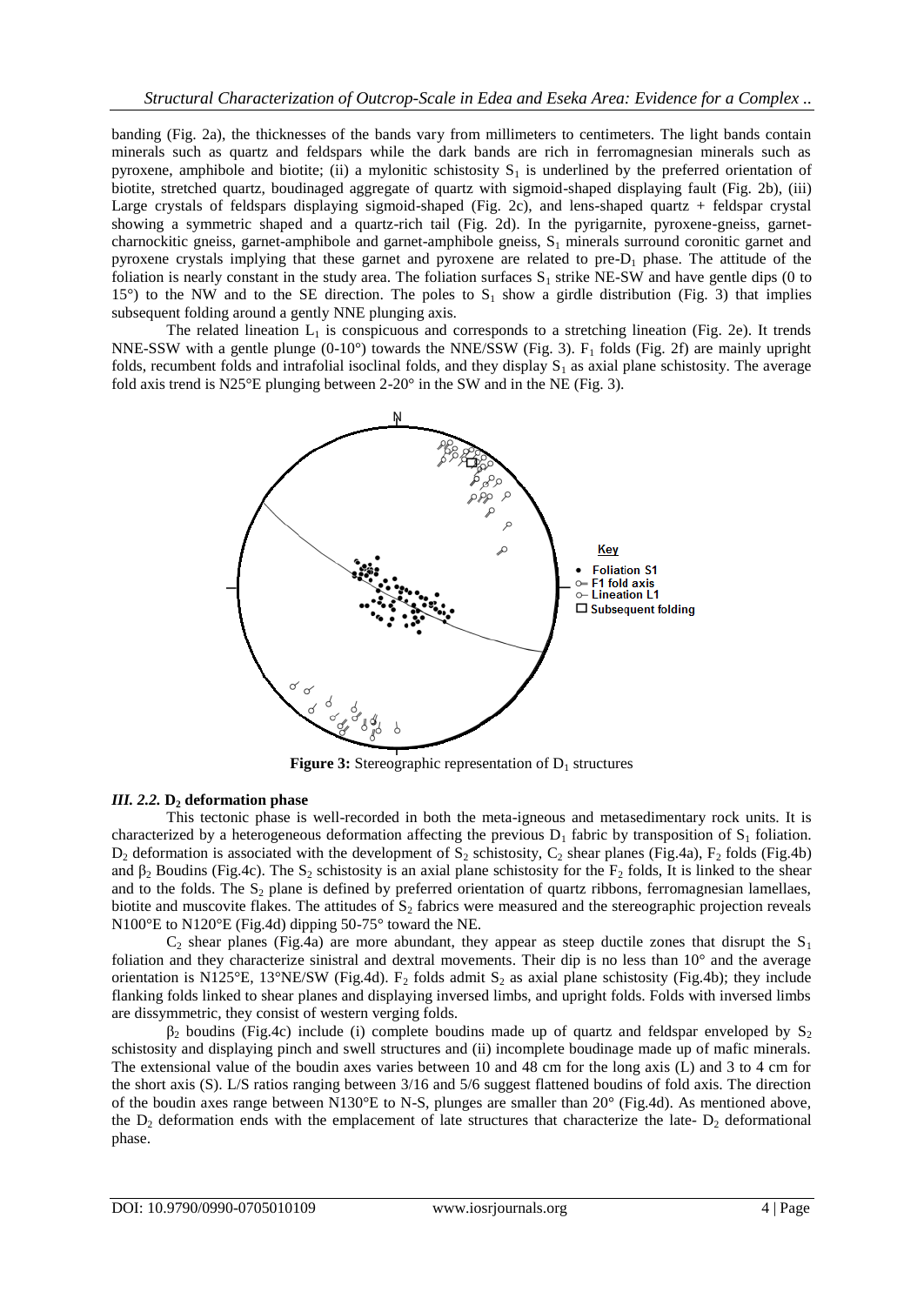banding (Fig. 2a), the thicknesses of the bands vary from millimeters to centimeters. The light bands contain minerals such as quartz and feldspars while the dark bands are rich in ferromagnesian minerals such as pyroxene, amphibole and biotite; (ii) a mylonitic schistosity $S_1$ is underlined by the preferred orientation of biotite, stretched quartz, boudinaged aggregate of quartz with sigmoid-shaped displaying fault (Fig. 2b), (iii) Large crystals of feldspars displaying sigmoid-shaped (Fig. 2c), and lens-shaped quartz + feldspar crystal showing a symmetric shaped and a quartz-rich tail (Fig. 2d). In the pyrigarnite, pyroxene-gneiss, garnet-charnockitic gneiss, garnet-amphibole and garnet-amphibole gneiss, $S_1$ minerals surround coronitic garnet and pyroxene crystals implying that these garnet and pyroxene are related to pre-$D_1$ phase. The attitude of the foliation is nearly constant in the study area. The foliation surfaces $S_1$ strike NE-SW and have gentle dips (0 to 15°) to the NW and to the SE direction. The poles to $S_1$ show a girdle distribution (Fig. 3) that implies subsequent folding around a gently NNE plunging axis.

The related lineation $L_1$ is conspicuous and corresponds to a stretching lineation (Fig. 2e). It trends NNE-SSW with a gentle plunge (0-10°) towards the NNE/SSW (Fig. 3). $F_1$ folds (Fig. 2f) are mainly upright folds, recumbent folds and intrafolial isoclinal folds, and they display $S_1$ as axial plane schistosity. The average fold axis trend is N25°E plunging between 2-20° in the SW and in the NE (Fig. 3).

**Figure 3:** Stereographic representation of $D_1$ structures

### *III. 2.2.* $D_2$ deformation phase

This tectonic phase is well-recorded in both the meta-igneous and metasedimentary rock units. It is characterized by a heterogeneous deformation affecting the previous $D_1$ fabric by transposition of $S_1$ foliation. $D_2$ deformation is associated with the development of $S_2$ schistosity, $C_2$ shear planes (Fig.4a), $F_2$ folds (Fig.4b) and $\beta_2$ Boudins (Fig.4c). The $S_2$ schistosity is an axial plane schistosity for the $F_2$ folds, It is linked to the shear and to the folds. The $S_2$ plane is defined by preferred orientation of quartz ribbons, ferromagnesian lamellaes, biotite and muscovite flakes. The attitudes of $S_2$ fabrics were measured and the stereographic projection reveals N100°E to N120°E (Fig.4d) dipping 50-75° toward the NE.

$C_2$ shear planes (Fig.4a) are more abundant, they appear as steep ductile zones that disrupt the $S_1$ foliation and they characterize sinistral and dextral movements. Their dip is no less than 10° and the average orientation is N125°E, 13°NE/SW (Fig.4d). $F_2$ folds admit $S_2$ as axial plane schistosity (Fig.4b); they include flanking folds linked to shear planes and displaying inversed limbs, and upright folds. Folds with inversed limbs are dissymmetric, they consist of western verging folds.

$\beta_2$ boudins (Fig.4c) include (i) complete boudins made up of quartz and feldspar enveloped by $S_2$ schistosity and displaying pinch and swell structures and (ii) incomplete boudinage made up of mafic minerals. The extensional value of the boudin axes varies between 10 and 48 cm for the long axis (L) and 3 to 4 cm for the short axis (S). L/S ratios ranging between 3/16 and 5/6 suggest flattened boudins of fold axis. The direction of the boudin axes range between N130°E to N-S, plunges are smaller than 20° (Fig.4d). As mentioned above, the $D_2$ deformation ends with the emplacement of late structures that characterize the late- $D_2$ deformational phase.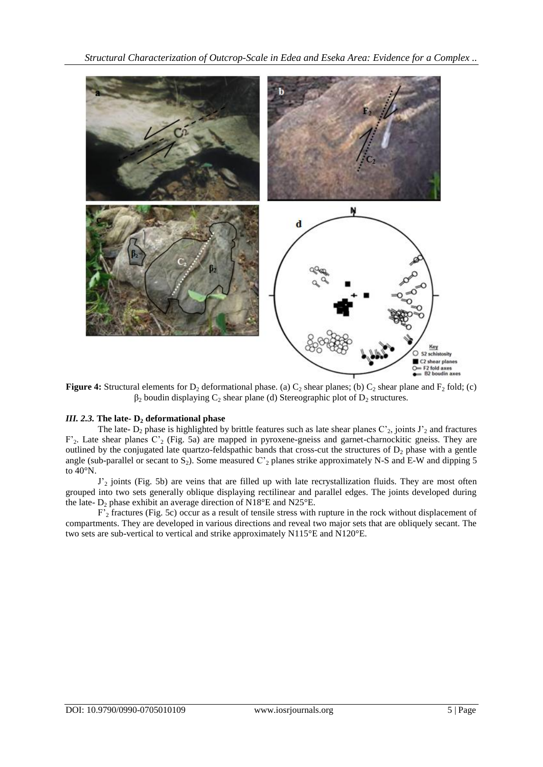**Figure 4:** Structural elements for $D_2$ deformational phase. (a) $C_2$ shear planes; (b) $C_2$ shear plane and $F_2$ fold; (c) $\beta_2$ boudin displaying $C_2$ shear plane (d) Stereographic plot of $D_2$ structures.

### *III. 2.3.* The late- $D_2$ deformational phase

The late- $D_2$ phase is highlighted by brittle features such as late shear planes $C'_2$, joints $J'_2$ and fractures $F'_2$. Late shear planes $C'_2$ (Fig. 5a) are mapped in pyroxene-gneiss and garnet-charnockitic gneiss. They are outlined by the conjugated late quartzo-feldspathic bands that cross-cut the structures of $D_2$ phase with a gentle angle (sub-parallel or secant to $S_2$). Some measured $C'_2$ planes strike approximately N-S and E-W and dipping 5 to 40°N.

$J'_2$ joints (Fig. 5b) are veins that are filled up with late recrystallization fluids. They are most often grouped into two sets generally oblique displaying rectilinear and parallel edges. The joints developed during the late- $D_2$ phase exhibit an average direction of N18°E and N25°E.

$F'_2$ fractures (Fig. 5c) occur as a result of tensile stress with rupture in the rock without displacement of compartments. They are developed in various directions and reveal two major sets that are obliquely secant. The two sets are sub-vertical to vertical and strike approximately N115°E and N120°E.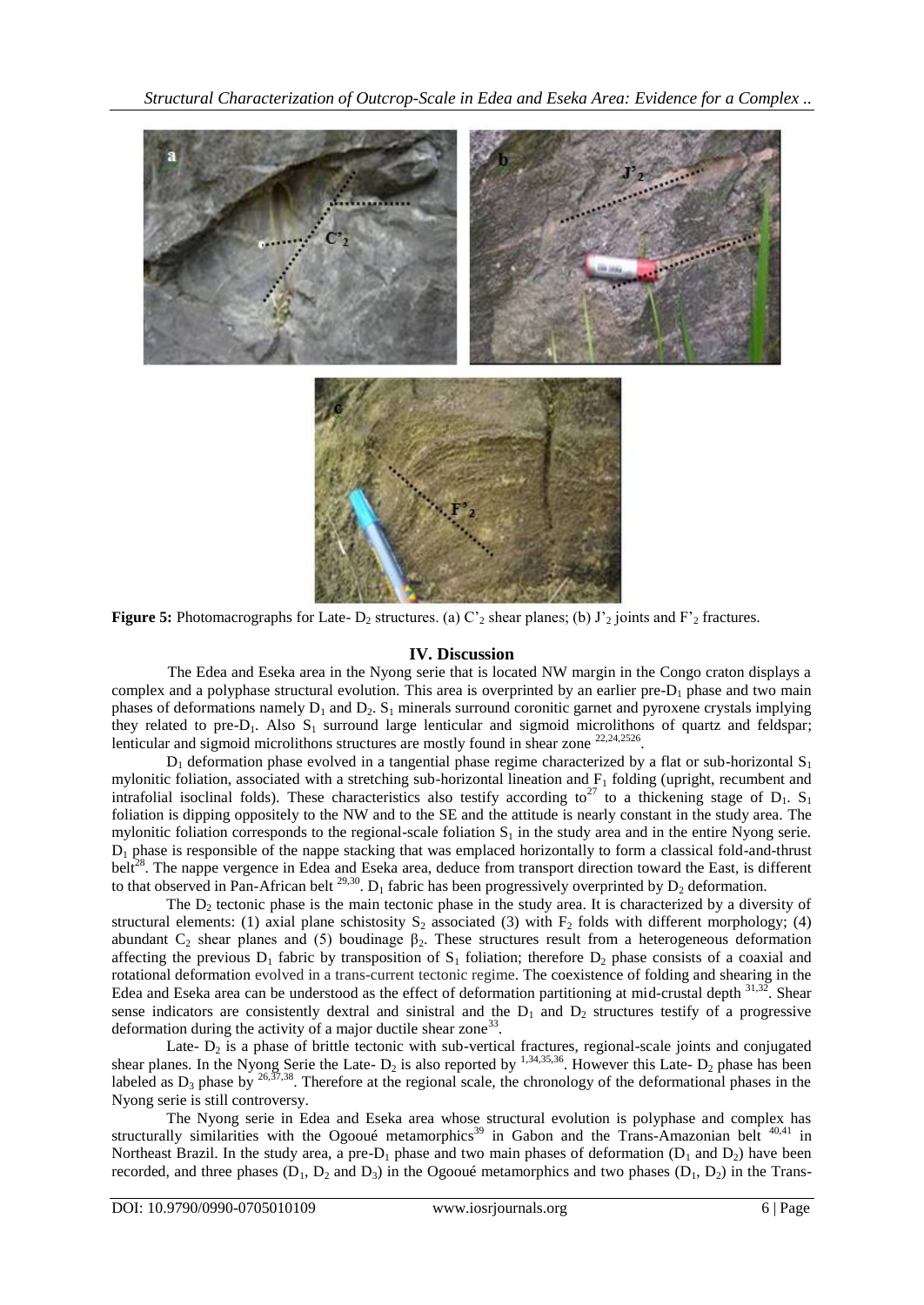**Figure 5:** Photomacrographs for Late- $D_2$ structures. (a) $C'_2$ shear planes; (b) $J'_2$ joints and $F'_2$ fractures.

## IV. Discussion

The Edea and Eseka area in the Nyong serie that is located NW margin in the Congo craton displays a complex and a polyphase structural evolution. This area is overprinted by an earlier pre-$D_1$ phase and two main phases of deformations namely $D_1$ and $D_2$. $S_1$ minerals surround coronitic garnet and pyroxene crystals implying they related to pre-$D_1$. Also $S_1$ surround large lenticular and sigmoid microlithons of quartz and feldspar; lenticular and sigmoid microlithons structures are mostly found in shear zone [22,24,2526].

$D_1$ deformation phase evolved in a tangential phase regime characterized by a flat or sub-horizontal $S_1$ mylonitic foliation, associated with a stretching sub-horizontal lineation and $F_1$ folding (upright, recumbent and intrafolial isoclinal folds). These characteristics also testify according to[27] to a thickening stage of $D_1$. $S_1$ foliation is dipping oppositely to the NW and to the SE and the attitude is nearly constant in the study area. The mylonitic foliation corresponds to the regional-scale foliation $S_1$ in the study area and in the entire Nyong serie. $D_1$ phase is responsible of the nappe stacking that was emplaced horizontally to form a classical fold-and-thrust belt[28]. The nappe vergence in Edea and Eseka area, deduce from transport direction toward the East, is different to that observed in Pan-African belt [29,30]. $D_1$ fabric has been progressively overprinted by $D_2$ deformation.

The $D_2$ tectonic phase is the main tectonic phase in the study area. It is characterized by a diversity of structural elements: (1) axial plane schistosity $S_2$ associated (3) with $F_2$ folds with different morphology; (4) abundant $C_2$ shear planes and (5) boudinage $\beta_2$. These structures result from a heterogeneous deformation affecting the previous $D_1$ fabric by transposition of $S_1$ foliation; therefore $D_2$ phase consists of a coaxial and rotational deformation evolved in a trans-current tectonic regime. The coexistence of folding and shearing in the Edea and Eseka area can be understood as the effect of deformation partitioning at mid-crustal depth [31,32]. Shear sense indicators are consistently dextral and sinistral and the $D_1$ and $D_2$ structures testify of a progressive deformation during the activity of a major ductile shear zone[33].

Late- $D_2$ is a phase of brittle tectonic with sub-vertical fractures, regional-scale joints and conjugated shear planes. In the Nyong Serie the Late- $D_2$ is also reported by [1,34,35,36]. However this Late- $D_2$ phase has been labeled as $D_3$ phase by [26,37,38]. Therefore at the regional scale, the chronology of the deformational phases in the Nyong serie is still controversy.

The Nyong serie in Edea and Eseka area whose structural evolution is polyphase and complex has structurally similarities with the Ogooué metamorphics[39] in Gabon and the Trans-Amazonian belt [40,41] in Northeast Brazil. In the study area, a pre-$D_1$ phase and two main phases of deformation ($D_1$ and $D_2$) have been recorded, and three phases ($D_1$, $D_2$ and $D_3$) in the Ogooué metamorphics and two phases ($D_1$, $D_2$) in the Trans-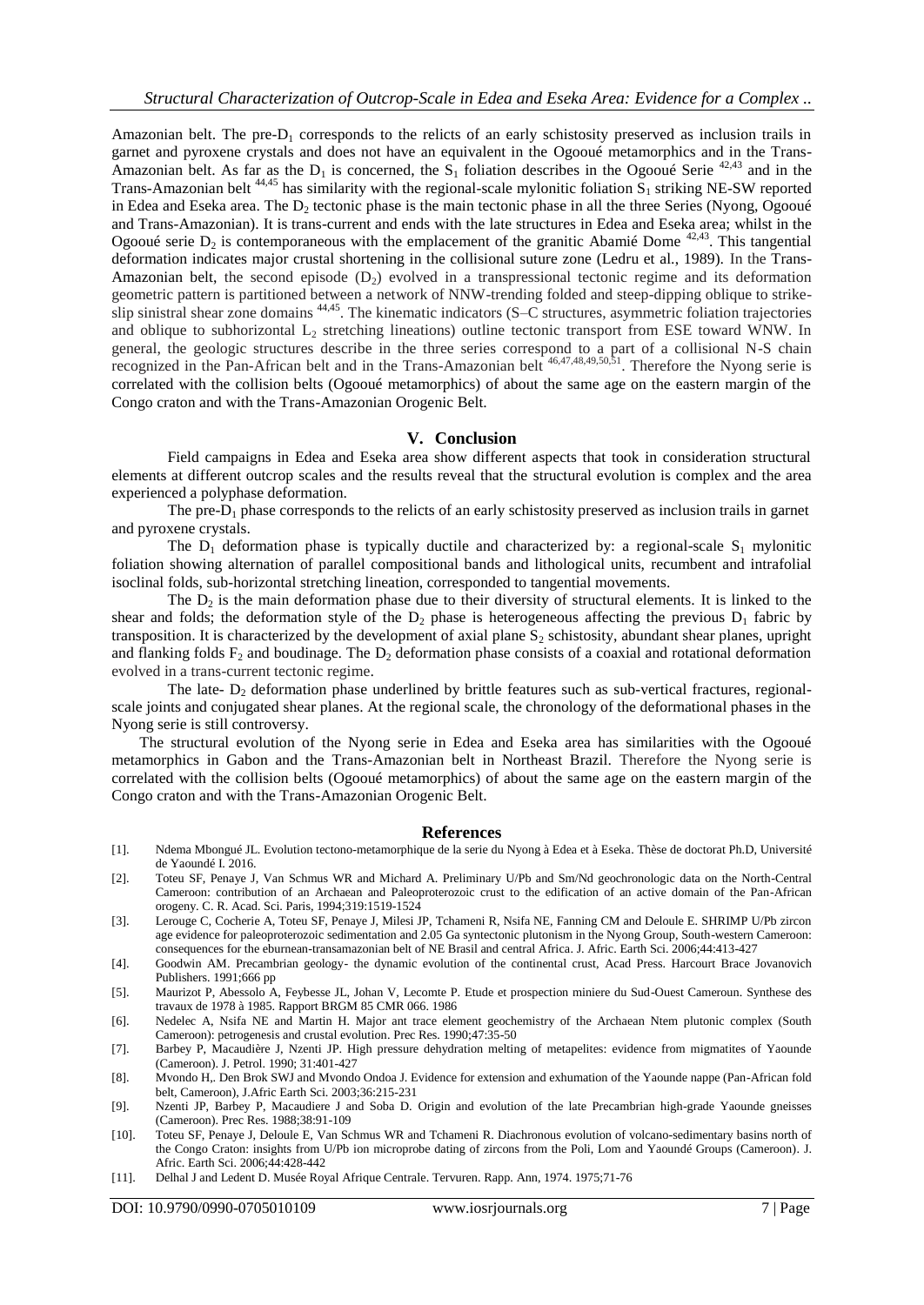Amazonian belt. The pre-$D_1$ corresponds to the relicts of an early schistosity preserved as inclusion trails in garnet and pyroxene crystals and does not have an equivalent in the Ogooué metamorphics and in the Trans-Amazonian belt. As far as the $D_1$ is concerned, the $S_1$ foliation describes in the Ogooué Serie [42,43] and in the Trans-Amazonian belt [44,45] has similarity with the regional-scale mylonitic foliation $S_1$ striking NE-SW reported in Edea and Eseka area. The $D_2$ tectonic phase is the main tectonic phase in all the three Series (Nyong, Ogooué and Trans-Amazonian). It is trans-current and ends with the late structures in Edea and Eseka area; whilst in the Ogooué serie $D_2$ is contemporaneous with the emplacement of the granitic Abamié Dome [42,43]. This tangential deformation indicates major crustal shortening in the collisional suture zone (Ledru et al., 1989). In the Trans-Amazonian belt, the second episode ($D_2$) evolved in a transpressional tectonic regime and its deformation geometric pattern is partitioned between a network of NNW-trending folded and steep-dipping oblique to strike-slip sinistral shear zone domains [44,45]. The kinematic indicators (S–C structures, asymmetric foliation trajectories and oblique to subhorizontal $L_2$ stretching lineations) outline tectonic transport from ESE toward WNW. In general, the geologic structures describe in the three series correspond to a part of a collisional N-S chain recognized in the Pan-African belt and in the Trans-Amazonian belt [46,47,48,49,50,51]. Therefore the Nyong serie is correlated with the collision belts (Ogooué metamorphics) of about the same age on the eastern margin of the Congo craton and with the Trans-Amazonian Orogenic Belt.

## V. Conclusion

Field campaigns in Edea and Eseka area show different aspects that took in consideration structural elements at different outcrop scales and the results reveal that the structural evolution is complex and the area experienced a polyphase deformation.

The pre-$D_1$ phase corresponds to the relicts of an early schistosity preserved as inclusion trails in garnet and pyroxene crystals.

The $D_1$ deformation phase is typically ductile and characterized by: a regional-scale $S_1$ mylonitic foliation showing alternation of parallel compositional bands and lithological units, recumbent and intrafolial isoclinal folds, sub-horizontal stretching lineation, corresponded to tangential movements.

The $D_2$ is the main deformation phase due to their diversity of structural elements. It is linked to the shear and folds; the deformation style of the $D_2$ phase is heterogeneous affecting the previous $D_1$ fabric by transposition. It is characterized by the development of axial plane $S_2$ schistosity, abundant shear planes, upright and flanking folds $F_2$ and boudinage. The $D_2$ deformation phase consists of a coaxial and rotational deformation evolved in a trans-current tectonic regime.

The late- $D_2$ deformation phase underlined by brittle features such as sub-vertical fractures, regional-scale joints and conjugated shear planes. At the regional scale, the chronology of the deformational phases in the Nyong serie is still controversy.

The structural evolution of the Nyong serie in Edea and Eseka area has similarities with the Ogooué metamorphics in Gabon and the Trans-Amazonian belt in Northeast Brazil. Therefore the Nyong serie is correlated with the collision belts (Ogooué metamorphics) of about the same age on the eastern margin of the Congo craton and with the Trans-Amazonian Orogenic Belt.

## References

[1]. Ndema Mbongué JL. Evolution tectono-metamorphique de la serie du Nyong à Edea et à Eseka. Thèse de doctorat Ph.D, Université de Yaoundé I. 2016.

[2]. Toteu SF, Penaye J, Van Schmus WR and Michard A. Preliminary U/Pb and Sm/Nd geochronologic data on the North-Central Cameroon: contribution of an Archaean and Paleoproterozoic crust to the edification of an active domain of the Pan-African orogeny. C. R. Acad. Sci. Paris, 1994;319:1519-1524

[3]. Lerouge C, Cocherie A, Toteu SF, Penaye J, Milesi JP, Tchameni R, Nsifa NE, Fanning CM and Deloule E. SHRIMP U/Pb zircon age evidence for paleoproterozoic sedimentation and 2.05 Ga syntectonic plutonism in the Nyong Group, South-western Cameroon: consequences for the eburnean-transamazonian belt of NE Brasil and central Africa. J. Afric. Earth Sci. 2006;44:413-427

[4]. Goodwin AM. Precambrian geology- the dynamic evolution of the continental crust, Acad Press. Harcourt Brace Jovanovich Publishers. 1991;666 pp

[5]. Maurizot P, Abessolo A, Feybesse JL, Johan V, Lecomte P. Etude et prospection miniere du Sud-Ouest Cameroun. Synthese des travaux de 1978 à 1985. Rapport BRGM 85 CMR 066. 1986

[6]. Nedelec A, Nsifa NE and Martin H. Major ant trace element geochemistry of the Archaean Ntem plutonic complex (South Cameroon): petrogenesis and crustal evolution. Prec Res. 1990;47:35-50

[7]. Barbey P, Macaudière J, Nzenti JP. High pressure dehydration melting of metapelites: evidence from migmatites of Yaounde (Cameroon). J. Petrol. 1990; 31:401-427

[8]. Mvondo H,. Den Brok SWJ and Mvondo Ondoa J. Evidence for extension and exhumation of the Yaounde nappe (Pan-African fold belt, Cameroon), J.Afric Earth Sci. 2003;36:215-231

[9]. Nzenti JP, Barbey P, Macaudiere J and Soba D. Origin and evolution of the late Precambrian high-grade Yaounde gneisses (Cameroon). Prec Res. 1988;38:91-109

[10]. Toteu SF, Penaye J, Deloule E, Van Schmus WR and Tchameni R. Diachronous evolution of volcano-sedimentary basins north of the Congo Craton: insights from U/Pb ion microprobe dating of zircons from the Poli, Lom and Yaoundé Groups (Cameroon). J. Afric. Earth Sci. 2006;44:428-442

[11]. Delhal J and Ledent D. Musée Royal Afrique Centrale. Tervuren. Rapp. Ann, 1974. 1975;71-76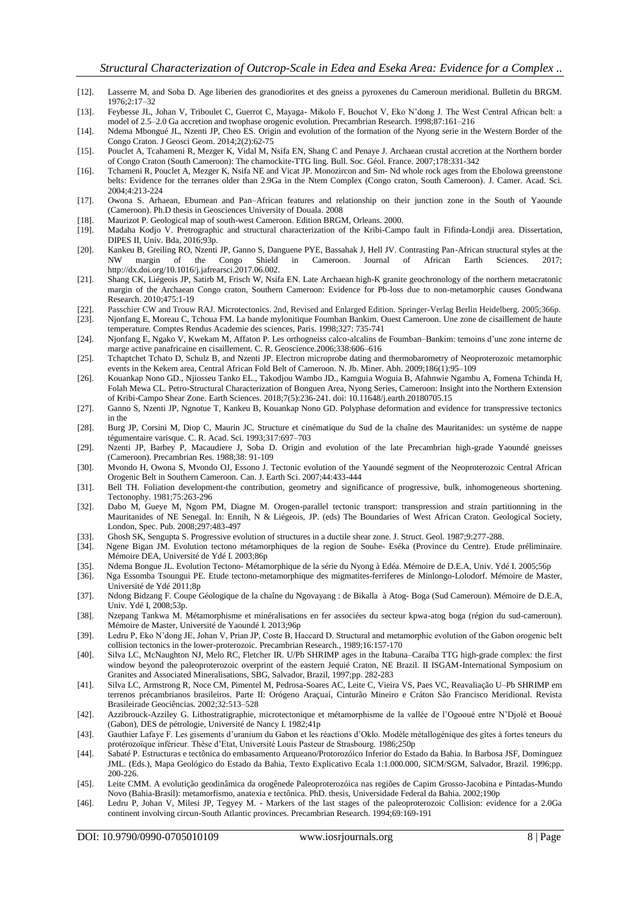[12]. Lasserre M, and Soba D. Age liberien des granodiorites et des gneiss a pyroxenes du Cameroun meridional. Bulletin du BRGM. 1976;2:17–32

[13]. Feybesse JL, Johan V, Triboulet C, Guerrot C, Mayaga- Mikolo F, Bouchot V, Eko N'dong J. The West Central African belt: a model of 2.5–2.0 Ga accretion and twophase orogenic evolution. Precambrian Research. 1998;87:161–216

[14]. Ndema Mbongué JL, Nzenti JP, Cheo ES. Origin and evolution of the formation of the Nyong serie in the Western Border of the Congo Craton. J Geosci Geom. 2014;2(2):62-75

[15]. Pouclet A, Tcahameni R, Mezger K, Vidal M, Nsifa EN, Shang C and Penaye J. Archaean crustal accretion at the Northern border of Congo Craton (South Cameroon): The charnockite-TTG ling. Bull. Soc. Géol. France. 2007;178:331-342

[16]. Tchameni R, Pouclet A, Mezger K, Nsifa NE and Vicat JP. Monozircon and Sm- Nd whole rock ages from the Ebolowa greenstone belts: Evidence for the terranes older than 2.9Ga in the Ntem Complex (Congo craton, South Cameroon). J. Camer. Acad. Sci. 2004;4:213-224

[17]. Owona S. Arhaean, Eburnean and Pan–African features and relationship on their junction zone in the South of Yaounde (Cameroon). Ph.D thesis in Geosciences University of Douala. 2008

[18]. Maurizot P. Geological map of south-west Cameroon. Edition BRGM, Orleans. 2000.

[19]. Madaha Kodjo V. Pretrographic and structural characterization of the Kribi-Campo fault in Fifinda-Londji area. Dissertation, DIPES II, Univ. Bda, 2016;93p.

[20]. Kankeu B, Greiling RO, Nzenti JP, Ganno S, Danguene PYE, Bassahak J, Hell JV. Contrasting Pan-African structural styles at the NW margin of the Congo Shield in Cameroon. Journal of African Earth Sciences. 2017; http://dx.doi.org/10.1016/j.jafrearsci.2017.06.002.

[21]. Shang CK, Liégeois JP, Satirb M, Frisch W, Nsifa EN. Late Archaean high-K granite geochronology of the northern metacratonic margin of the Archaean Congo craton, Southern Cameroon: Evidence for Pb-loss due to non-metamorphic causes Gondwana Research. 2010;475:1-19

[22]. Passchier CW and Trouw RAJ. Microtectonics. 2nd, Revised and Enlarged Edition. Springer-Verlag Berlin Heidelberg. 2005;366p.

[23]. Njonfang E, Moreau C, Tchoua FM. La bande mylonitique Foumban Bankim. Ouest Cameroun. Une zone de cisaillement de haute temperature. Comptes Rendus Academie des sciences, Paris. 1998;327: 735-741

[24]. Njonfang E, Ngako V, Kwekam M, Affaton P. Les orthogneiss calco-alcalins de Foumban–Bankim: temoins d'une zone interne de marge active panafricaine en cisaillement. C. R. Geoscience.2006;338:606–616

[25]. Tchaptchet Tchato D, Schulz B, and Nzenti JP. Electron microprobe dating and thermobarometry of Neoproterozoic metamorphic events in the Kekem area, Central African Fold Belt of Cameroon. N. Jb. Miner. Abh. 2009;186(1):95–109

[26]. Kouankap Nono GD., Njiosseu Tanko EL., Takodjou Wambo JD., Kamguia Woguia B, Afahnwie Ngambu A, Fomena Tchinda H, Folah Mewa CL. Petro-Structural Characterization of Bonguen Area, Nyong Series, Cameroon: Insight into the Northern Extension of Kribi-Campo Shear Zone. Earth Sciences. 2018;7(5):236-241. doi: 10.11648/j.earth.20180705.15

[27]. Ganno S, Nzenti JP, Ngnotue T, Kankeu B, Kouankap Nono GD. Polyphase deformation and evidence for transpressive tectonics in the

[28]. Burg JP, Corsini M, Diop C, Maurin JC. Structure et cinématique du Sud de la chaîne des Mauritanides: un système de nappe tégumentaire varisque. C. R. Acad. Sci. 1993;317:697–703

[29]. Nzenti JP, Barbey P, Macaudiere J, Soba D. Origin and evolution of the late Precambrian high-grade Yaoundé gneisses (Cameroon). Precambrian Res. 1988;38: 91-109

[30]. Mvondo H, Owona S, Mvondo OJ, Essono J. Tectonic evolution of the Yaoundé segment of the Neoproterozoic Central African Orogenic Belt in Southern Cameroon. Can. J. Earth Sci. 2007;44:433-444

[31]. Bell TH. Foliation development-the contribution, geometry and significance of progressive, bulk, inhomogeneous shortening. Tectonophy. 1981;75:263-296

[32]. Dabo M, Gueye M, Ngom PM, Diagne M. Orogen-parallel tectonic transport: transpression and strain partitionning in the Mauritanides of NE Senegal. In: Ennih, N & Liégeois, JP. (eds) The Boundaries of West African Craton. Geological Society, London, Spec. Pub. 2008;297:483-497

[33]. Ghosh SK, Sengupta S. Progressive evolution of structures in a ductile shear zone. J. Struct. Geol. 1987;9:277-288.

[34]. Ngene Bigan JM. Evolution tectono métamorphiques de la region de Souhe- Eséka (Province du Centre). Etude préliminaire. Mémoire DEA, Université de Ydé I. 2003;86p

[35]. Ndema Bongue JL. Evolution Tectono- Métamorphique de la série du Nyong à Edéa. Mémoire de D.E.A, Univ. Ydé I. 2005;56p

[36]. Nga Essomba Tsoungui PE. Etude tectono-metamorphique des migmatites-ferriferes de Minlongo-Lolodorf. Mémoire de Master, Université de Ydé 2011;8p

[37]. Ndong Bidzang F. Coupe Géologique de la chaîne du Ngovayang : de Bikalla à Atog- Boga (Sud Cameroun). Mémoire de D.E.A, Univ. Ydé I, 2008;53p.

[38]. Nzepang Tankwa M. Métamorphisme et minéralisations en fer associées du secteur kpwa-atog boga (région du sud-cameroun). Mémoire de Master, Université de Yaoundé I. 2013;96p

[39]. Ledru P, Eko N'dong JE, Johan V, Prian JP, Coste B, Haccard D. Structural and metamorphic evolution of the Gabon orogenic belt collision tectonics in the lower-proterozoic. Precambrian Research., 1989;16:157-170

[40]. Silva LC, McNaughton NJ, Melo RC, Fletcher IR. U/Pb SHRIMP ages in the Itabuna–Caraíba TTG high-grade complex: the first window beyond the paleoproterozoic overprint of the eastern Jequié Craton, NE Brazil. II ISGAM-International Symposium on Granites and Associated Mineralisations, SBG, Salvador, Brazil, 1997;pp. 282-283

[41]. Silva LC, Armstrong R, Noce CM, Pimentel M, Pedrosa-Soares AC, Leite C, Vieira VS, Paes VC, Reavaliação U–Pb SHRIMP em terrenos précambrianos brasileiros. Parte II: Orógeno Araçuaí, Cinturão Mineiro e Cráton São Francisco Meridional. Revista Brasileirade Geociências. 2002;32:513–528

[42]. Azzibrouck-Azziley G. Lithostratigraphie, microtectonique et métamorphisme de la vallée de l'Ogooué entre N'Djolé et Booué (Gabon), DES de pétrologie, Université de Nancy I. 1982;41p

[43]. Gauthier Lafaye F. Les gisements d'uranium du Gabon et les réactions d'Oklo. Modèle métallogénique des gîtes à fortes teneurs du protérozoïque inférieur. Thèse d'Etat, Université Louis Pasteur de Strasbourg. 1986;250p

[44]. Sabaté P. Estructuras e tectônica do embasamento Arqueano/Protorozóico Inferior do Estado da Bahia. In Barbosa JSF, Dominguez JML. (Eds.), Mapa Geológico do Estado da Bahia, Texto Explicativo Ecala 1:1.000.000, SICM/SGM, Salvador, Brazil. 1996;pp. 200-226.

[45]. Leite CMM. A evolução geodinâmica da orogênede Paleoproterozóica nas regiões de Capim Grosso-Jacobina e Pintadas-Mundo Novo (Bahia-Brasil): metamorfismo, anatexia e tectônica. PhD. thesis, Universidade Federal da Bahia. 2002;190p

[46]. Ledru P, Johan V, Milesi JP, Tegyey M. - Markers of the last stages of the paleoproterozoic Collision: evidence for a 2.0Ga continent involving circun-South Atlantic provinces. Precambrian Research. 1994;69:169-191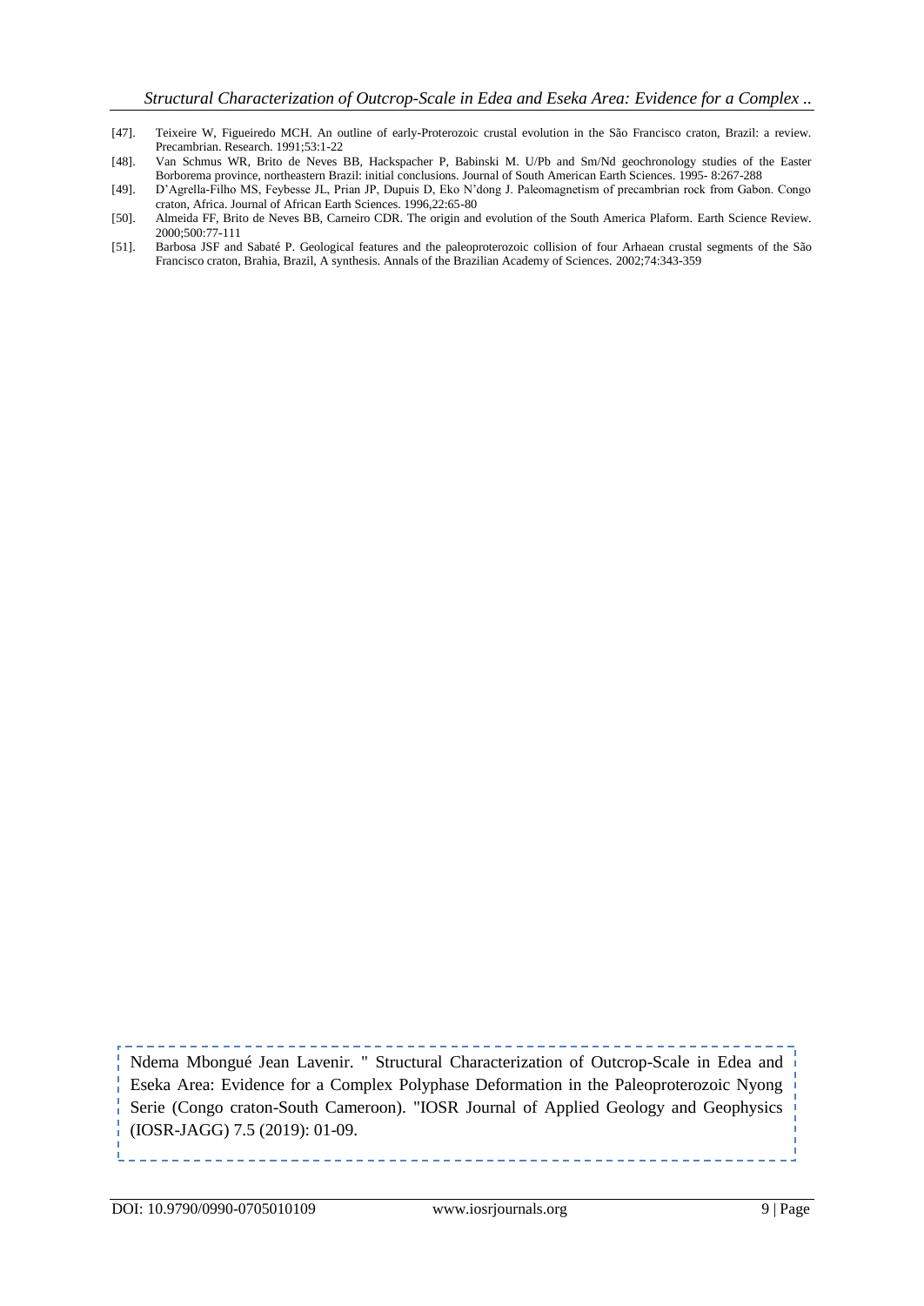[47]. Teixeire W, Figueiredo MCH. An outline of early-Proterozoic crustal evolution in the São Francisco craton, Brazil: a review. Precambrian. Research. 1991;53:1-22

[48]. Van Schmus WR, Brito de Neves BB, Hackspacher P, Babinski M. U/Pb and Sm/Nd geochronology studies of the Easter Borborema province, northeastern Brazil: initial conclusions. Journal of South American Earth Sciences. 1995- 8:267-288

[49]. D'Agrella-Filho MS, Feybesse JL, Prian JP, Dupuis D, Eko N'dong J. Paleomagnetism of precambrian rock from Gabon. Congo craton, Africa. Journal of African Earth Sciences. 1996,22:65-80

[50]. Almeida FF, Brito de Neves BB, Carneiro CDR. The origin and evolution of the South America Plaform. Earth Science Review. 2000;500:77-111

[51]. Barbosa JSF and Sabaté P. Geological features and the paleoproterozoic collision of four Arhaean crustal segments of the São Francisco craton, Brahia, Brazil, A synthesis. Annals of the Brazilian Academy of Sciences. 2002;74:343-359

Ndema Mbongué Jean Lavenir. " Structural Characterization of Outcrop-Scale in Edea and Eseka Area: Evidence for a Complex Polyphase Deformation in the Paleoproterozoic Nyong Serie (Congo craton-South Cameroon). "IOSR Journal of Applied Geology and Geophysics (IOSR-JAGG) 7.5 (2019): 01-09.